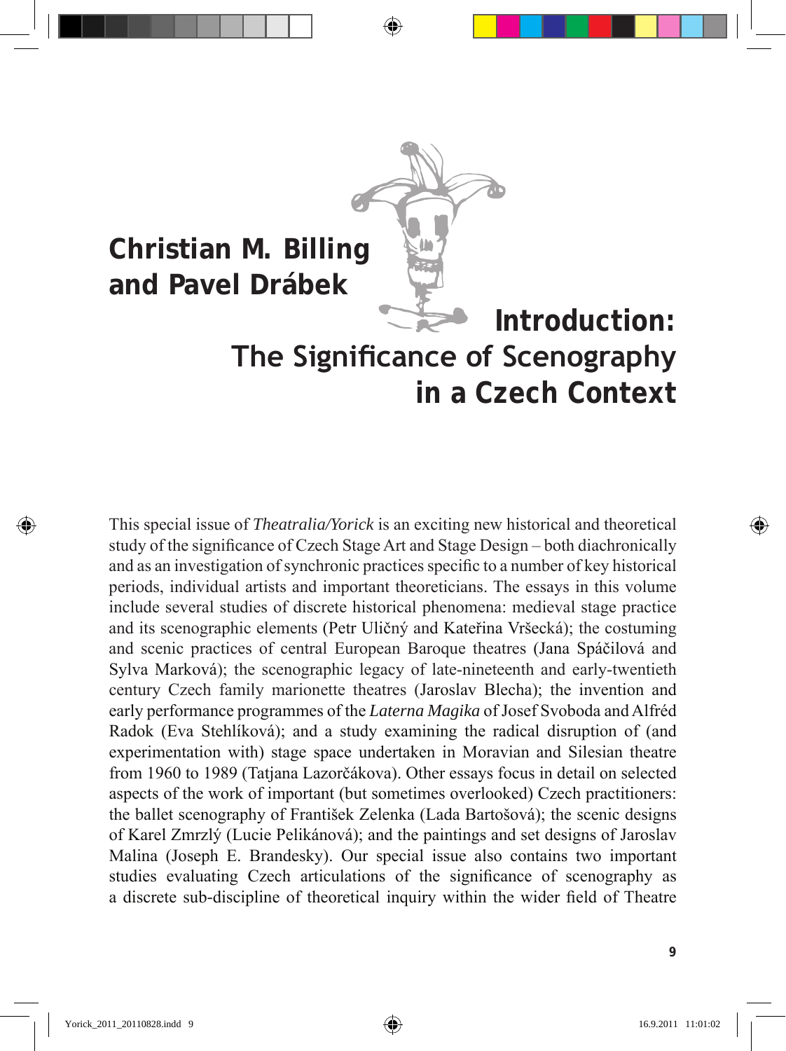**Christian M. Billing and Pavel Drábek**

# Introduction: The Significance of Scenography in a Czech Context

This special issue of *Theatralia/Yorick* is an exciting new historical and theoretical study of the significance of Czech Stage Art and Stage Design – both diachronically and as an investigation of synchronic practices specific to a number of key historical periods, individual artists and important theoreticians. The essays in this volume include several studies of discrete historical phenomena: medieval stage practice and its scenographic elements (Petr Uličný and Kateřina Vršecká); the costuming and scenic practices of central European Baroque theatres (Jana Spáčilová and Sylva Marková); the scenographic legacy of late-nineteenth and early-twentieth century Czech family marionette theatres (Jaroslav Blecha); the invention and early performance programmes of the *Laterna Magika* of Josef Svoboda and Alfréd Radok (Eva Stehlíková); and a study examining the radical disruption of (and experimentation with) stage space undertaken in Moravian and Silesian theatre from 1960 to 1989 (Tatjana Lazorčákova). Other essays focus in detail on selected aspects of the work of important (but sometimes overlooked) Czech practitioners: the ballet scenography of František Zelenka (Lada Bartošová); the scenic designs of Karel Zmrzlý (Lucie Pelikánová); and the paintings and set designs of Jaroslav Malina (Joseph E. Brandesky). Our special issue also contains two important studies evaluating Czech articulations of the significance of scenography as a discrete sub-discipline of theoretical inquiry within the wider field of Theatre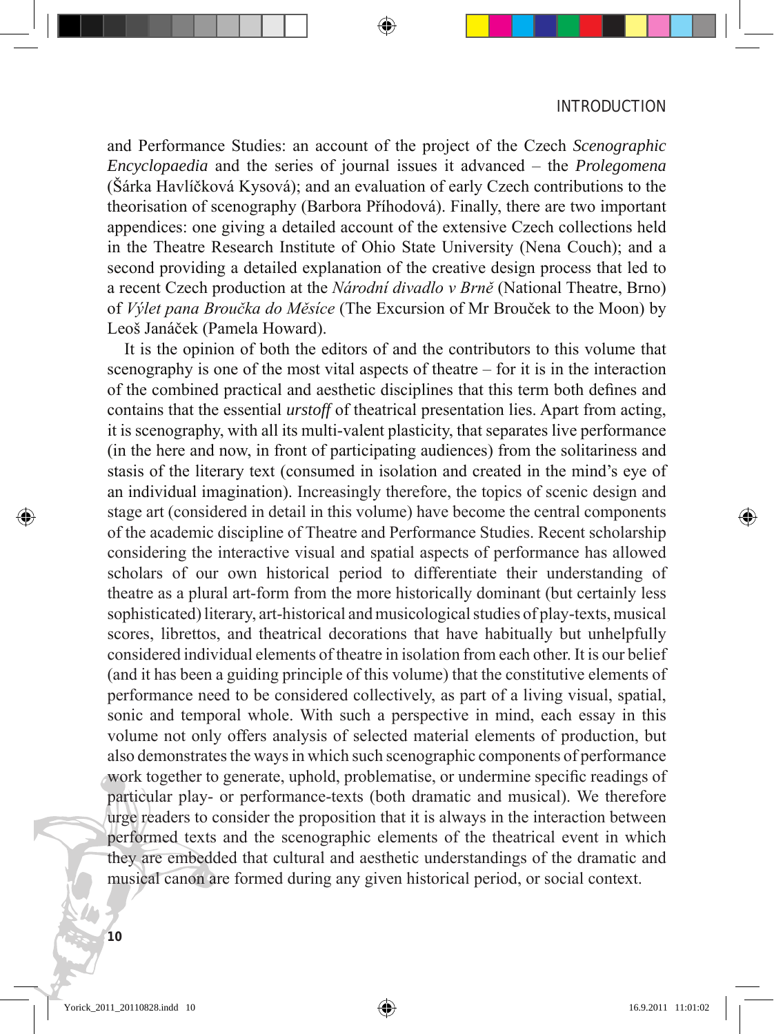and Performance Studies: an account of the project of the Czech *Scenographic Encyclopaedia* and the series of journal issues it advanced – the *Prolegomena* (Šárka Havlíčková Kysová); and an evaluation of early Czech contributions to the theorisation of scenography (Barbora Příhodová). Finally, there are two important appendices: one giving a detailed account of the extensive Czech collections held in the Theatre Research Institute of Ohio State University (Nena Couch); and a second providing a detailed explanation of the creative design process that led to a recent Czech production at the *Národní divadlo v Brně* (National Theatre, Brno) of *Výlet pana Broučka do Měsíce* (The Excursion of Mr Brouček to the Moon) by Leoš Janáček (Pamela Howard).

It is the opinion of both the editors of and the contributors to this volume that scenography is one of the most vital aspects of theatre – for it is in the interaction of the combined practical and aesthetic disciplines that this term both defines and contains that the essential *urstoff* of theatrical presentation lies. Apart from acting, it is scenography, with all its multi-valent plasticity, that separates live performance (in the here and now, in front of participating audiences) from the solitariness and stasis of the literary text (consumed in isolation and created in the mind's eye of an individual imagination). Increasingly therefore, the topics of scenic design and stage art (considered in detail in this volume) have become the central components of the academic discipline of Theatre and Performance Studies. Recent scholarship considering the interactive visual and spatial aspects of performance has allowed scholars of our own historical period to differentiate their understanding of theatre as a plural art-form from the more historically dominant (but certainly less sophisticated) literary, art-historical and musicological studies of play-texts, musical scores, librettos, and theatrical decorations that have habitually but unhelpfully considered individual elements of theatre in isolation from each other. It is our belief (and it has been a guiding principle of this volume) that the constitutive elements of performance need to be considered collectively, as part of a living visual, spatial, sonic and temporal whole. With such a perspective in mind, each essay in this volume not only offers analysis of selected material elements of production, but also demonstrates the ways in which such scenographic components of performance work together to generate, uphold, problematise, or undermine specific readings of particular play- or performance-texts (both dramatic and musical). We therefore urge readers to consider the proposition that it is always in the interaction between performed texts and the scenographic elements of the theatrical event in which they are embedded that cultural and aesthetic understandings of the dramatic and musical canon are formed during any given historical period, or social context.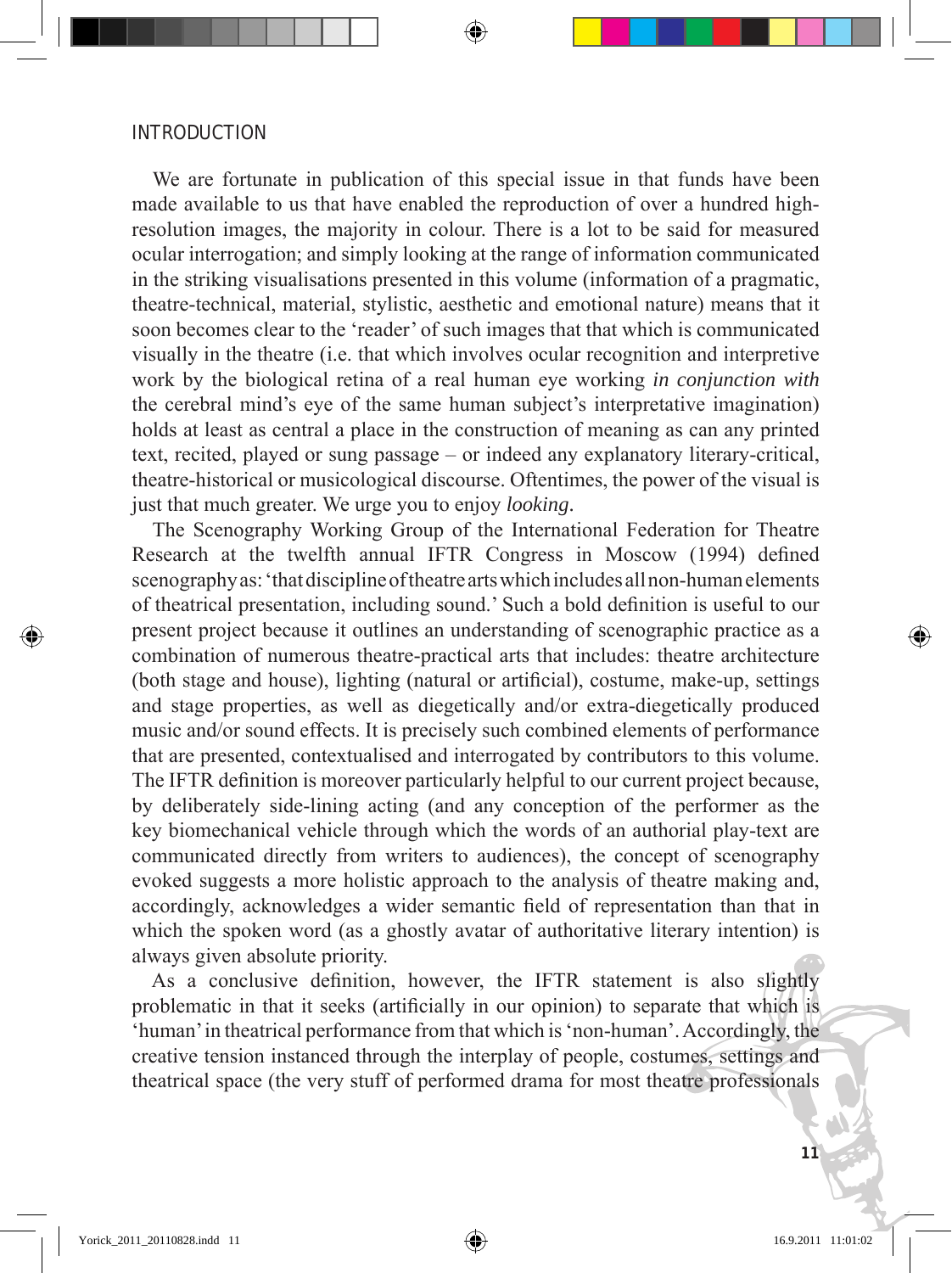## INTRODUCTION

We are fortunate in publication of this special issue in that funds have been made available to us that have enabled the reproduction of over a hundred high-resolution images, the majority in colour. There is a lot to be said for measured ocular interrogation; and simply looking at the range of information communicated in the striking visualisations presented in this volume (information of a pragmatic, theatre-technical, material, stylistic, aesthetic and emotional nature) means that it soon becomes clear to the 'reader' of such images that that which is communicated visually in the theatre (i.e. that which involves ocular recognition and interpretive work by the biological retina of a real human eye working *in conjunction with* the cerebral mind's eye of the same human subject's interpretative imagination) holds at least as central a place in the construction of meaning as can any printed text, recited, played or sung passage – or indeed any explanatory literary-critical, theatre-historical or musicological discourse. Oftentimes, the power of the visual is just that much greater. We urge you to enjoy *looking*.

The Scenography Working Group of the International Federation for Theatre Research at the twelfth annual IFTR Congress in Moscow (1994) defined scenography as: 'that discipline of theatre arts which includes all non-human elements of theatrical presentation, including sound.' Such a bold definition is useful to our present project because it outlines an understanding of scenographic practice as a combination of numerous theatre-practical arts that includes: theatre architecture (both stage and house), lighting (natural or artificial), costume, make-up, settings and stage properties, as well as diegetically and/or extra-diegetically produced music and/or sound effects. It is precisely such combined elements of performance that are presented, contextualised and interrogated by contributors to this volume. The IFTR definition is moreover particularly helpful to our current project because, by deliberately side-lining acting (and any conception of the performer as the key biomechanical vehicle through which the words of an authorial play-text are communicated directly from writers to audiences), the concept of scenography evoked suggests a more holistic approach to the analysis of theatre making and, accordingly, acknowledges a wider semantic field of representation than that in which the spoken word (as a ghostly avatar of authoritative literary intention) is always given absolute priority.

As a conclusive definition, however, the IFTR statement is also slightly problematic in that it seeks (artificially in our opinion) to separate that which is 'human' in theatrical performance from that which is 'non-human'. Accordingly, the creative tension instanced through the interplay of people, costumes, settings and theatrical space (the very stuff of performed drama for most theatre professionals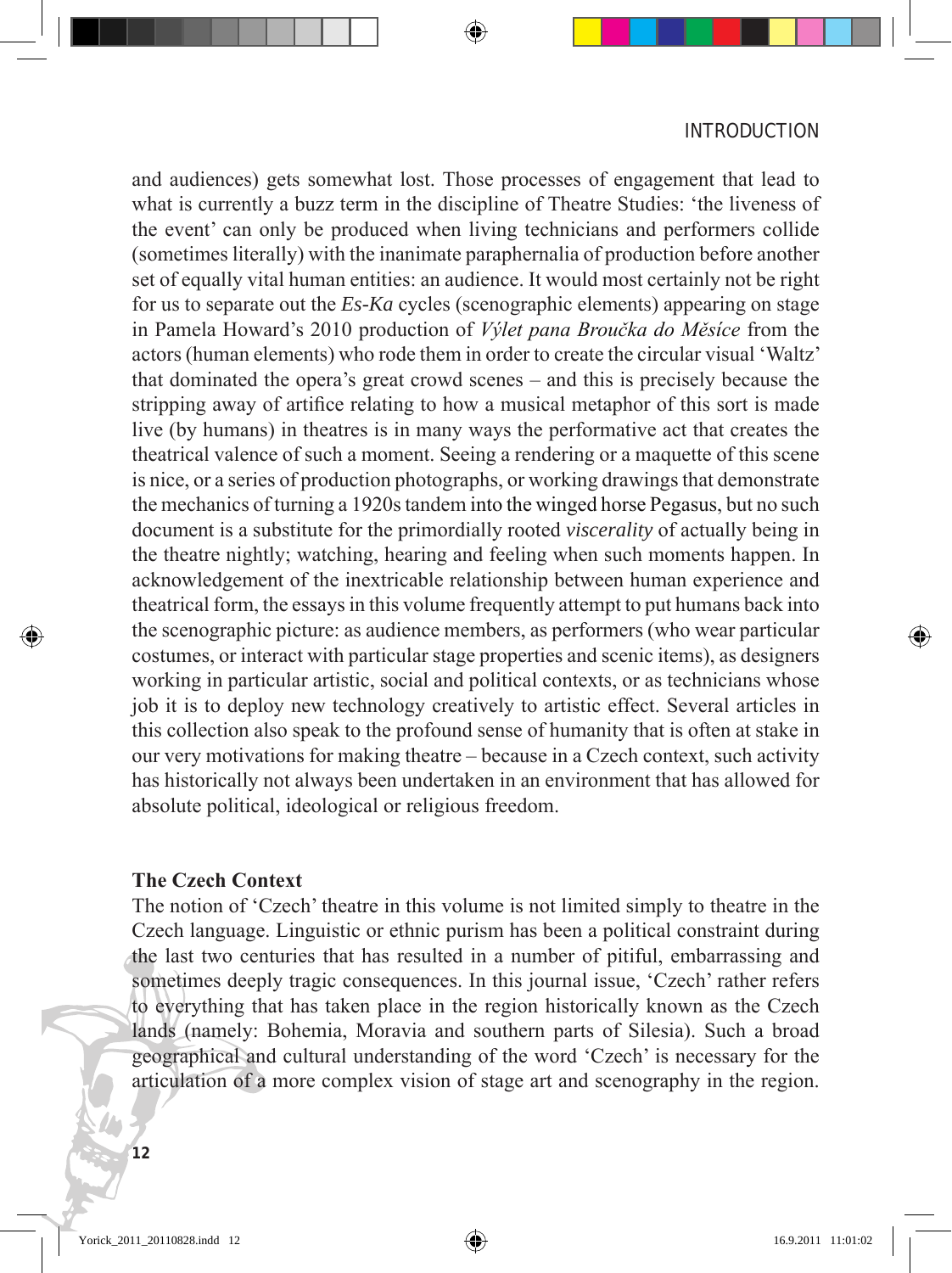and audiences) gets somewhat lost. Those processes of engagement that lead to what is currently a buzz term in the discipline of Theatre Studies: 'the liveness of the event' can only be produced when living technicians and performers collide (sometimes literally) with the inanimate paraphernalia of production before another set of equally vital human entities: an audience. It would most certainly not be right for us to separate out the *Es-Ka* cycles (scenographic elements) appearing on stage in Pamela Howard's 2010 production of *Výlet pana Broučka do Měsíce* from the actors (human elements) who rode them in order to create the circular visual 'Waltz' that dominated the opera's great crowd scenes – and this is precisely because the stripping away of artifice relating to how a musical metaphor of this sort is made live (by humans) in theatres is in many ways the performative act that creates the theatrical valence of such a moment. Seeing a rendering or a maquette of this scene is nice, or a series of production photographs, or working drawings that demonstrate the mechanics of turning a 1920s tandem into the winged horse Pegasus, but no such document is a substitute for the primordially rooted *viscerality* of actually being in the theatre nightly; watching, hearing and feeling when such moments happen. In acknowledgement of the inextricable relationship between human experience and theatrical form, the essays in this volume frequently attempt to put humans back into the scenographic picture: as audience members, as performers (who wear particular costumes, or interact with particular stage properties and scenic items), as designers working in particular artistic, social and political contexts, or as technicians whose job it is to deploy new technology creatively to artistic effect. Several articles in this collection also speak to the profound sense of humanity that is often at stake in our very motivations for making theatre – because in a Czech context, such activity has historically not always been undertaken in an environment that has allowed for absolute political, ideological or religious freedom.

## The Czech Context

The notion of 'Czech' theatre in this volume is not limited simply to theatre in the Czech language. Linguistic or ethnic purism has been a political constraint during the last two centuries that has resulted in a number of pitiful, embarrassing and sometimes deeply tragic consequences. In this journal issue, 'Czech' rather refers to everything that has taken place in the region historically known as the Czech lands (namely: Bohemia, Moravia and southern parts of Silesia). Such a broad geographical and cultural understanding of the word 'Czech' is necessary for the articulation of a more complex vision of stage art and scenography in the region.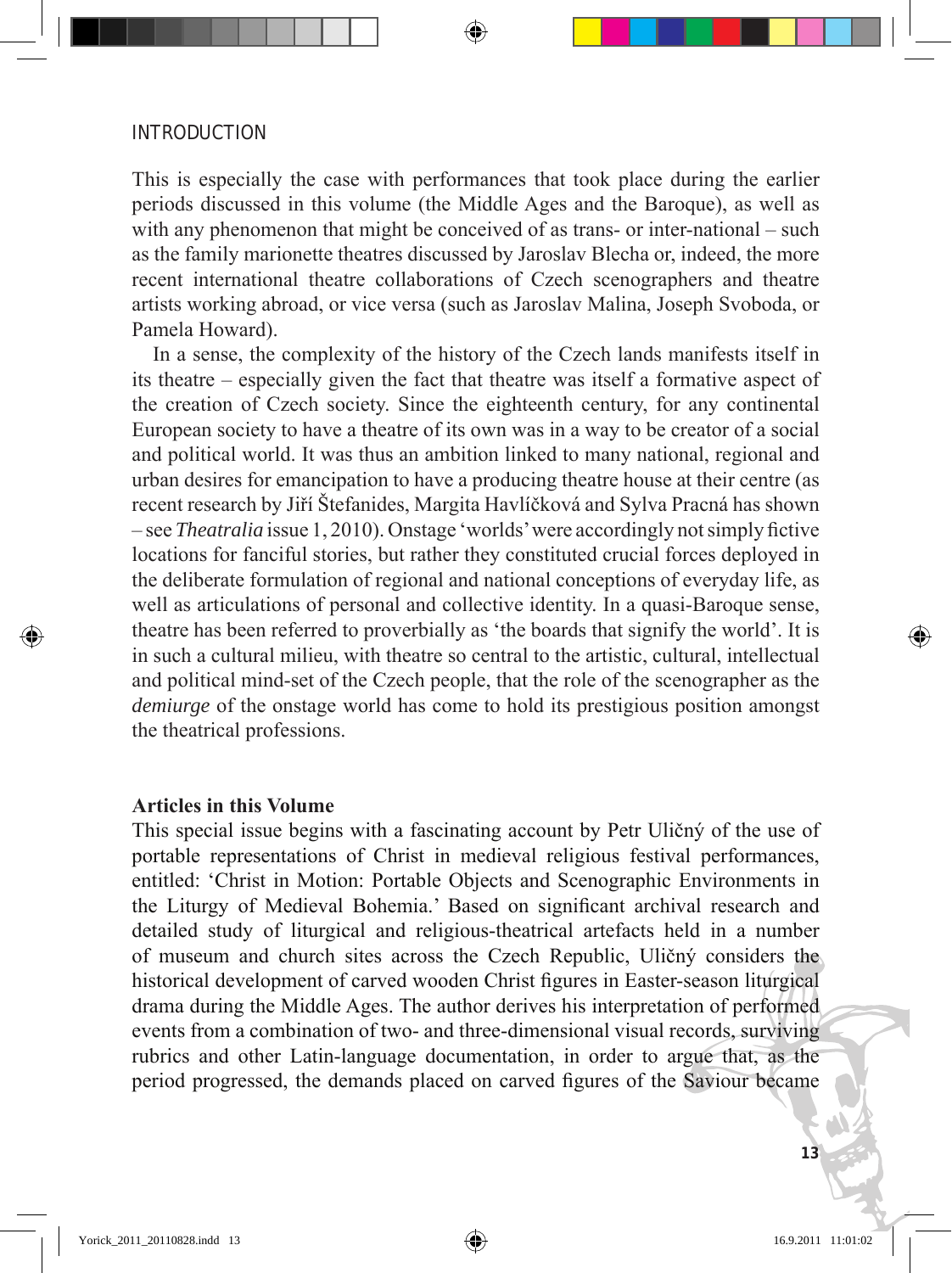This is especially the case with performances that took place during the earlier periods discussed in this volume (the Middle Ages and the Baroque), as well as with any phenomenon that might be conceived of as trans- or inter-national – such as the family marionette theatres discussed by Jaroslav Blecha or, indeed, the more recent international theatre collaborations of Czech scenographers and theatre artists working abroad, or vice versa (such as Jaroslav Malina, Joseph Svoboda, or Pamela Howard).

In a sense, the complexity of the history of the Czech lands manifests itself in its theatre – especially given the fact that theatre was itself a formative aspect of the creation of Czech society. Since the eighteenth century, for any continental European society to have a theatre of its own was in a way to be creator of a social and political world. It was thus an ambition linked to many national, regional and urban desires for emancipation to have a producing theatre house at their centre (as recent research by Jiří Štefanides, Margita Havlíčková and Sylva Pracná has shown – see *Theatralia* issue 1, 2010). Onstage 'worlds' were accordingly not simply fictive locations for fanciful stories, but rather they constituted crucial forces deployed in the deliberate formulation of regional and national conceptions of everyday life, as well as articulations of personal and collective identity. In a quasi-Baroque sense, theatre has been referred to proverbially as 'the boards that signify the world'. It is in such a cultural milieu, with theatre so central to the artistic, cultural, intellectual and political mind-set of the Czech people, that the role of the scenographer as the *demiurge* of the onstage world has come to hold its prestigious position amongst the theatrical professions.

## Articles in this Volume

This special issue begins with a fascinating account by Petr Uličný of the use of portable representations of Christ in medieval religious festival performances, entitled: 'Christ in Motion: Portable Objects and Scenographic Environments in the Liturgy of Medieval Bohemia.' Based on significant archival research and detailed study of liturgical and religious-theatrical artefacts held in a number of museum and church sites across the Czech Republic, Uličný considers the historical development of carved wooden Christ figures in Easter-season liturgical drama during the Middle Ages. The author derives his interpretation of performed events from a combination of two- and three-dimensional visual records, surviving rubrics and other Latin-language documentation, in order to argue that, as the period progressed, the demands placed on carved figures of the Saviour became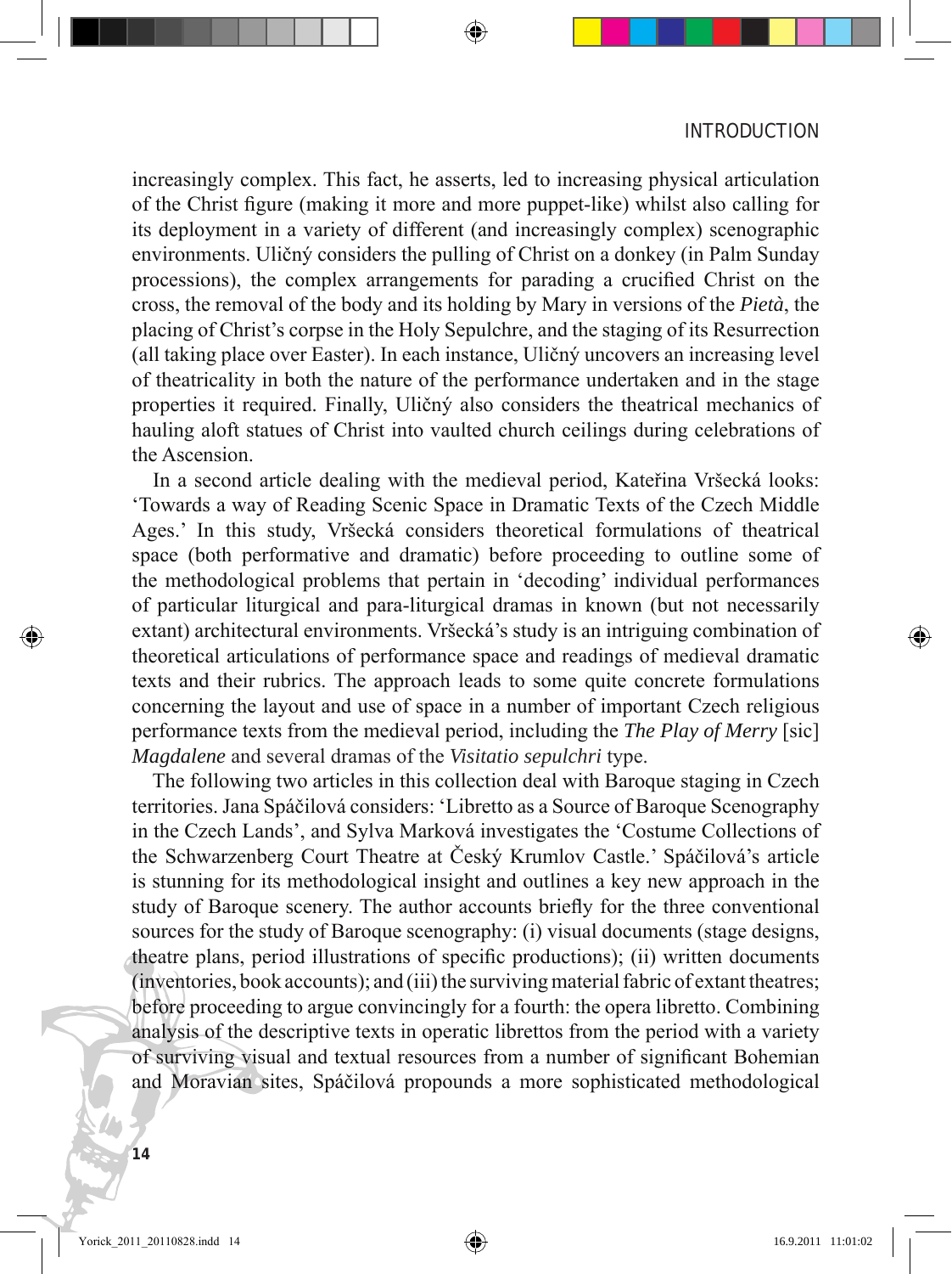increasingly complex. This fact, he asserts, led to increasing physical articulation of the Christ figure (making it more and more puppet-like) whilst also calling for its deployment in a variety of different (and increasingly complex) scenographic environments. Uličný considers the pulling of Christ on a donkey (in Palm Sunday processions), the complex arrangements for parading a crucified Christ on the cross, the removal of the body and its holding by Mary in versions of the *Pietà*, the placing of Christ's corpse in the Holy Sepulchre, and the staging of its Resurrection (all taking place over Easter). In each instance, Uličný uncovers an increasing level of theatricality in both the nature of the performance undertaken and in the stage properties it required. Finally, Uličný also considers the theatrical mechanics of hauling aloft statues of Christ into vaulted church ceilings during celebrations of the Ascension.

In a second article dealing with the medieval period, Kateřina Vršecká looks: 'Towards a way of Reading Scenic Space in Dramatic Texts of the Czech Middle Ages.' In this study, Vršecká considers theoretical formulations of theatrical space (both performative and dramatic) before proceeding to outline some of the methodological problems that pertain in 'decoding' individual performances of particular liturgical and para-liturgical dramas in known (but not necessarily extant) architectural environments. Vršecká's study is an intriguing combination of theoretical articulations of performance space and readings of medieval dramatic texts and their rubrics. The approach leads to some quite concrete formulations concerning the layout and use of space in a number of important Czech religious performance texts from the medieval period, including the *The Play of Merry* [sic] *Magdalene* and several dramas of the *Visitatio sepulchri* type.

The following two articles in this collection deal with Baroque staging in Czech territories. Jana Spáčilová considers: 'Libretto as a Source of Baroque Scenography in the Czech Lands', and Sylva Marková investigates the 'Costume Collections of the Schwarzenberg Court Theatre at Český Krumlov Castle.' Spáčilová's article is stunning for its methodological insight and outlines a key new approach in the study of Baroque scenery. The author accounts briefly for the three conventional sources for the study of Baroque scenography: (i) visual documents (stage designs, theatre plans, period illustrations of specific productions); (ii) written documents (inventories, book accounts); and (iii) the surviving material fabric of extant theatres; before proceeding to argue convincingly for a fourth: the opera libretto. Combining analysis of the descriptive texts in operatic librettos from the period with a variety of surviving visual and textual resources from a number of significant Bohemian and Moravian sites, Spáčilová propounds a more sophisticated methodological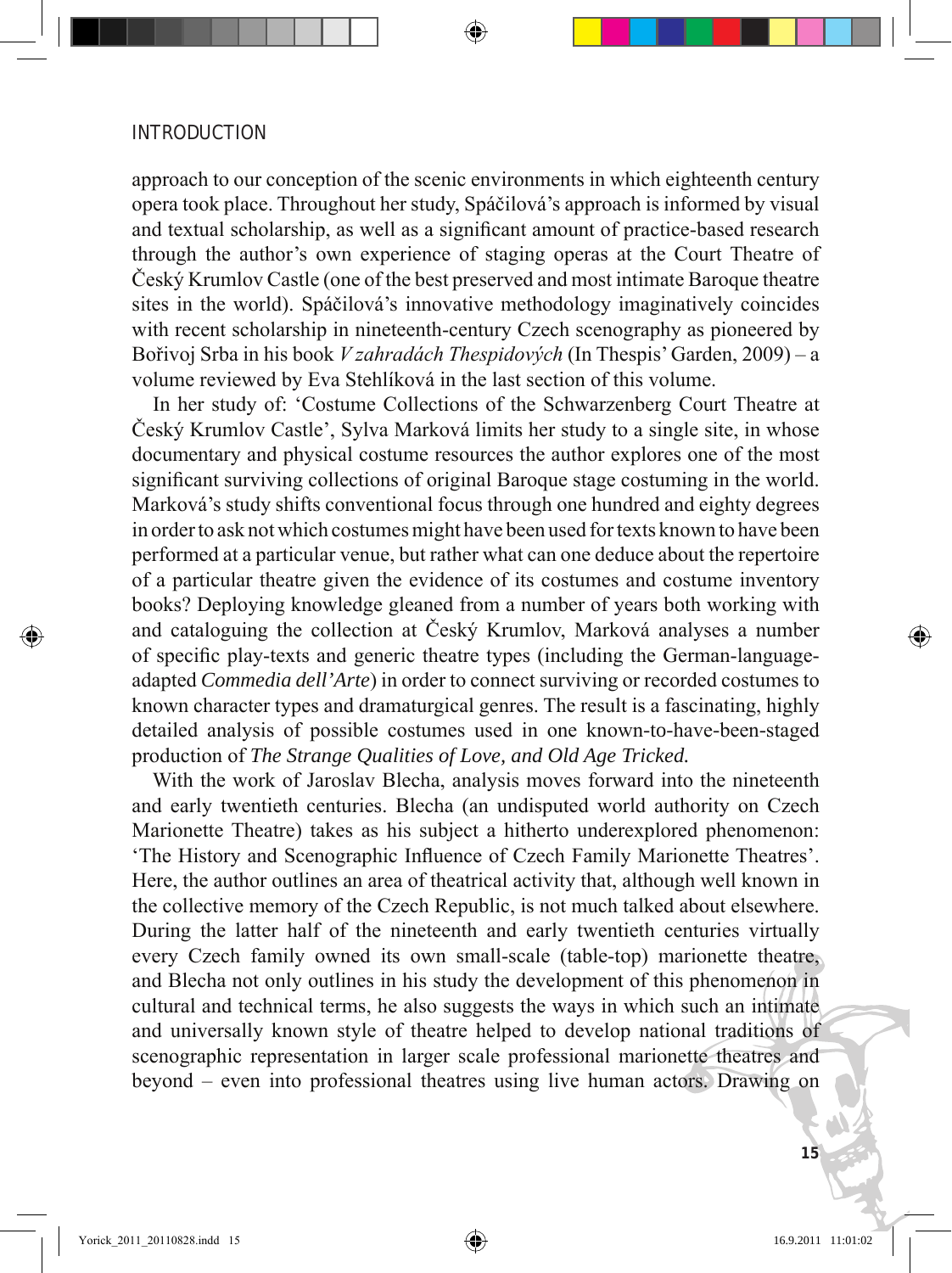approach to our conception of the scenic environments in which eighteenth century opera took place. Throughout her study, Spáčilová's approach is informed by visual and textual scholarship, as well as a significant amount of practice-based research through the author's own experience of staging operas at the Court Theatre of Český Krumlov Castle (one of the best preserved and most intimate Baroque theatre sites in the world). Spáčilová's innovative methodology imaginatively coincides with recent scholarship in nineteenth-century Czech scenography as pioneered by Bořivoj Srba in his book *V zahradách Thespidových* (In Thespis' Garden, 2009) – a volume reviewed by Eva Stehlíková in the last section of this volume.

In her study of: 'Costume Collections of the Schwarzenberg Court Theatre at Český Krumlov Castle', Sylva Marková limits her study to a single site, in whose documentary and physical costume resources the author explores one of the most significant surviving collections of original Baroque stage costuming in the world. Marková's study shifts conventional focus through one hundred and eighty degrees in order to ask not which costumes might have been used for texts known to have been performed at a particular venue, but rather what can one deduce about the repertoire of a particular theatre given the evidence of its costumes and costume inventory books? Deploying knowledge gleaned from a number of years both working with and cataloguing the collection at Český Krumlov, Marková analyses a number of specific play-texts and generic theatre types (including the German-language-adapted *Commedia dell'Arte*) in order to connect surviving or recorded costumes to known character types and dramaturgical genres. The result is a fascinating, highly detailed analysis of possible costumes used in one known-to-have-been-staged production of *The Strange Qualities of Love, and Old Age Tricked.*

With the work of Jaroslav Blecha, analysis moves forward into the nineteenth and early twentieth centuries. Blecha (an undisputed world authority on Czech Marionette Theatre) takes as his subject a hitherto underexplored phenomenon: 'The History and Scenographic Influence of Czech Family Marionette Theatres'. Here, the author outlines an area of theatrical activity that, although well known in the collective memory of the Czech Republic, is not much talked about elsewhere. During the latter half of the nineteenth and early twentieth centuries virtually every Czech family owned its own small-scale (table-top) marionette theatre, and Blecha not only outlines in his study the development of this phenomenon in cultural and technical terms, he also suggests the ways in which such an intimate and universally known style of theatre helped to develop national traditions of scenographic representation in larger scale professional marionette theatres and beyond – even into professional theatres using live human actors. Drawing on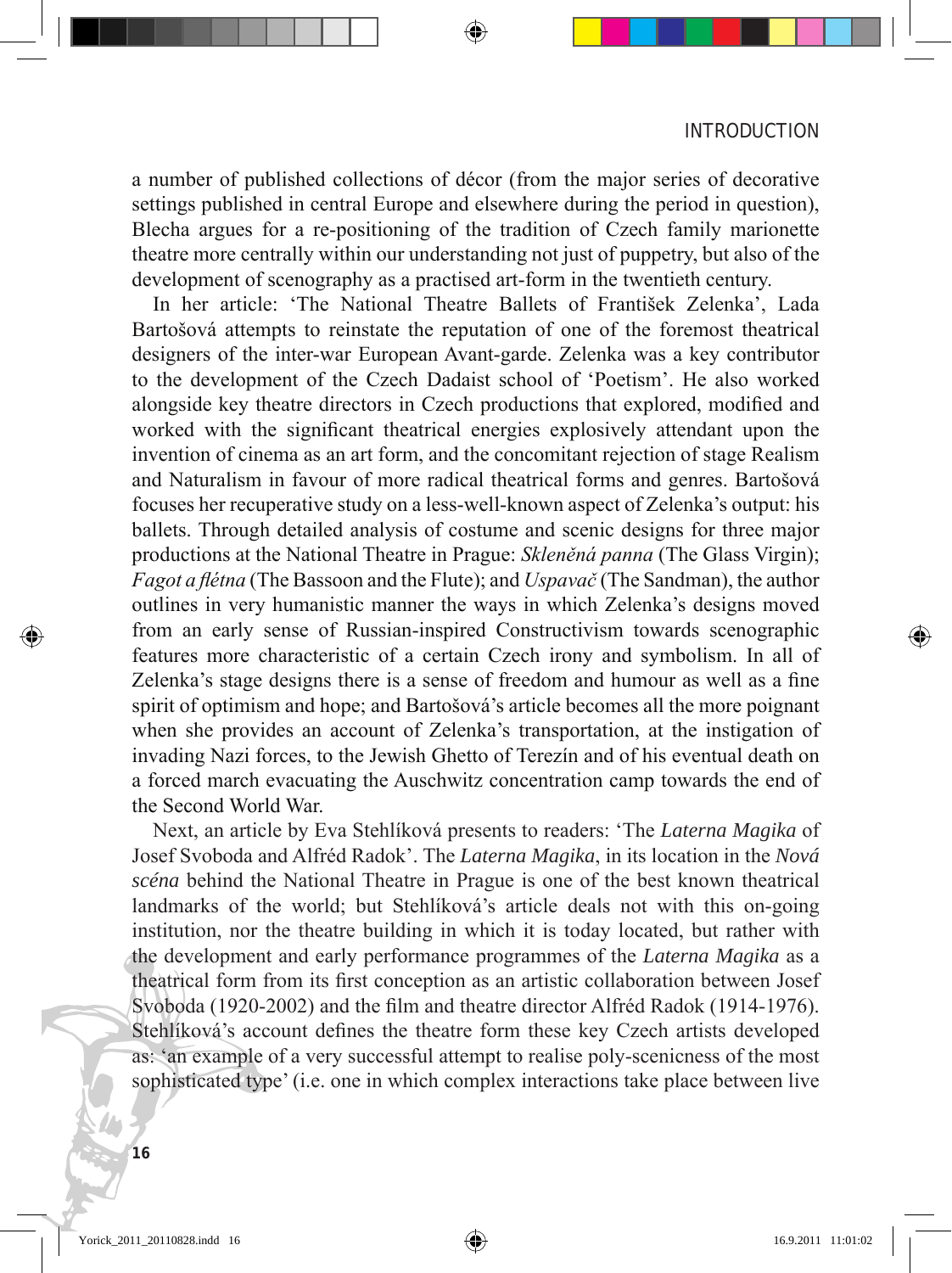a number of published collections of décor (from the major series of decorative settings published in central Europe and elsewhere during the period in question), Blecha argues for a re-positioning of the tradition of Czech family marionette theatre more centrally within our understanding not just of puppetry, but also of the development of scenography as a practised art-form in the twentieth century.

In her article: 'The National Theatre Ballets of František Zelenka', Lada Bartošová attempts to reinstate the reputation of one of the foremost theatrical designers of the inter-war European Avant-garde. Zelenka was a key contributor to the development of the Czech Dadaist school of 'Poetism'. He also worked alongside key theatre directors in Czech productions that explored, modified and worked with the significant theatrical energies explosively attendant upon the invention of cinema as an art form, and the concomitant rejection of stage Realism and Naturalism in favour of more radical theatrical forms and genres. Bartošová focuses her recuperative study on a less-well-known aspect of Zelenka's output: his ballets. Through detailed analysis of costume and scenic designs for three major productions at the National Theatre in Prague: *Skleněná panna* (The Glass Virgin); *Fagot a flétna* (The Bassoon and the Flute); and *Uspavač* (The Sandman), the author outlines in very humanistic manner the ways in which Zelenka's designs moved from an early sense of Russian-inspired Constructivism towards scenographic features more characteristic of a certain Czech irony and symbolism. In all of Zelenka's stage designs there is a sense of freedom and humour as well as a fine spirit of optimism and hope; and Bartošová's article becomes all the more poignant when she provides an account of Zelenka's transportation, at the instigation of invading Nazi forces, to the Jewish Ghetto of Terezín and of his eventual death on a forced march evacuating the Auschwitz concentration camp towards the end of the Second World War.

Next, an article by Eva Stehlíková presents to readers: 'The *Laterna Magika* of Josef Svoboda and Alfréd Radok'. The *Laterna Magika*, in its location in the *Nová scéna* behind the National Theatre in Prague is one of the best known theatrical landmarks of the world; but Stehlíková's article deals not with this on-going institution, nor the theatre building in which it is today located, but rather with the development and early performance programmes of the *Laterna Magika* as a theatrical form from its first conception as an artistic collaboration between Josef Svoboda (1920-2002) and the film and theatre director Alfréd Radok (1914-1976). Stehlíková's account defines the theatre form these key Czech artists developed as: 'an example of a very successful attempt to realise poly-scenicness of the most sophisticated type' (i.e. one in which complex interactions take place between live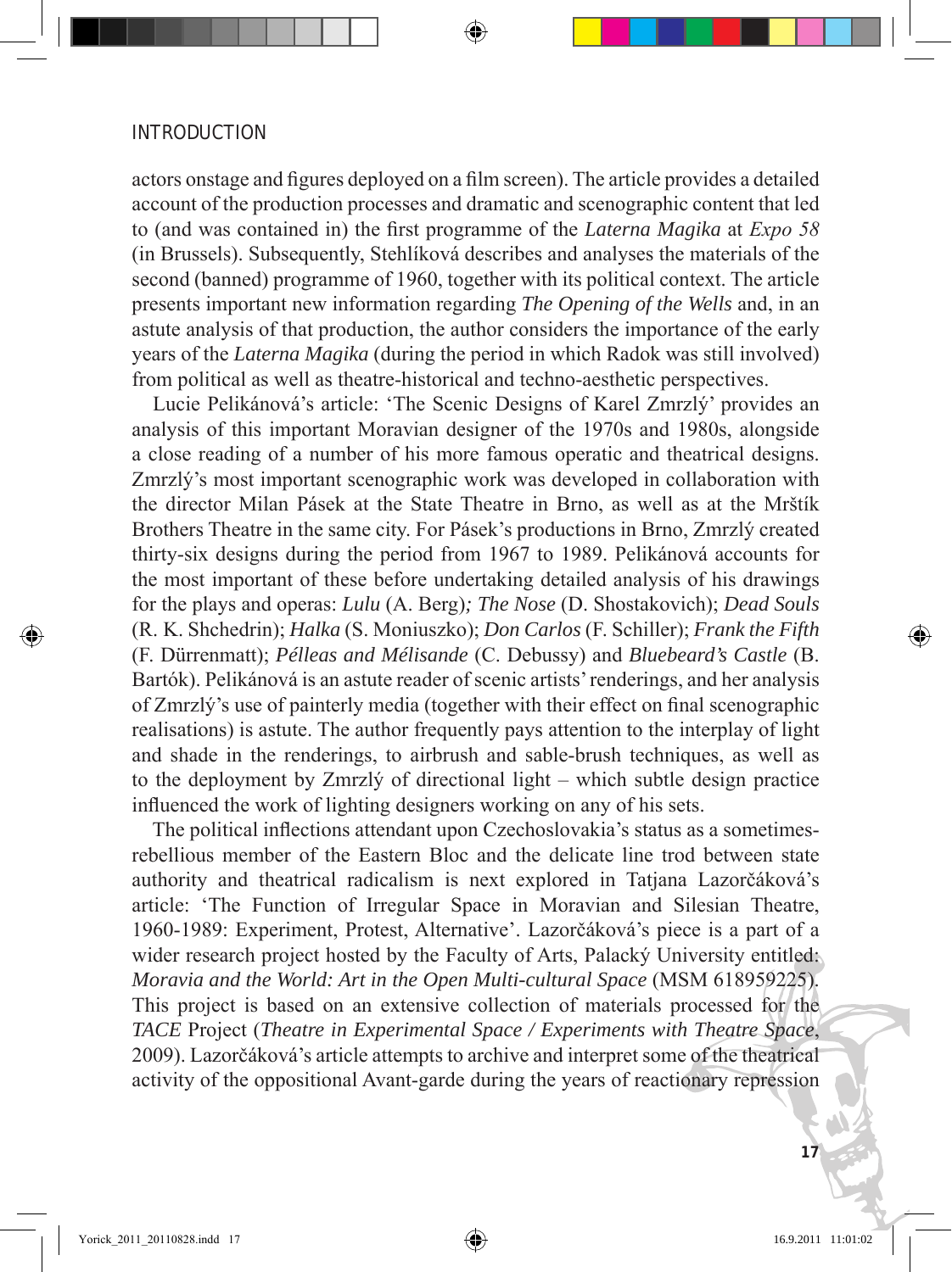actors onstage and figures deployed on a film screen). The article provides a detailed account of the production processes and dramatic and scenographic content that led to (and was contained in) the first programme of the *Laterna Magika* at *Expo 58* (in Brussels). Subsequently, Stehlíková describes and analyses the materials of the second (banned) programme of 1960, together with its political context. The article presents important new information regarding *The Opening of the Wells* and, in an astute analysis of that production, the author considers the importance of the early years of the *Laterna Magika* (during the period in which Radok was still involved) from political as well as theatre-historical and techno-aesthetic perspectives.

Lucie Pelikánová's article: 'The Scenic Designs of Karel Zmrzlý' provides an analysis of this important Moravian designer of the 1970s and 1980s, alongside a close reading of a number of his more famous operatic and theatrical designs. Zmrzlý's most important scenographic work was developed in collaboration with the director Milan Pásek at the State Theatre in Brno, as well as at the Mrštík Brothers Theatre in the same city. For Pásek's productions in Brno, Zmrzlý created thirty-six designs during the period from 1967 to 1989. Pelikánová accounts for the most important of these before undertaking detailed analysis of his drawings for the plays and operas: *Lulu* (A. Berg)*; The Nose* (D. Shostakovich); *Dead Souls* (R. K. Shchedrin); *Halka* (S. Moniuszko); *Don Carlos* (F. Schiller); *Frank the Fifth* (F. Dürrenmatt); *Pélleas and Mélisande* (C. Debussy) and *Bluebeard's Castle* (B. Bartók). Pelikánová is an astute reader of scenic artists' renderings, and her analysis of Zmrzlý's use of painterly media (together with their effect on final scenographic realisations) is astute. The author frequently pays attention to the interplay of light and shade in the renderings, to airbrush and sable-brush techniques, as well as to the deployment by Zmrzlý of directional light – which subtle design practice influenced the work of lighting designers working on any of his sets.

The political inflections attendant upon Czechoslovakia's status as a sometimes-rebellious member of the Eastern Bloc and the delicate line trod between state authority and theatrical radicalism is next explored in Tatjana Lazorčáková's article: 'The Function of Irregular Space in Moravian and Silesian Theatre, 1960-1989: Experiment, Protest, Alternative'. Lazorčáková's piece is a part of a wider research project hosted by the Faculty of Arts, Palacký University entitled: *Moravia and the World: Art in the Open Multi-cultural Space* (MSM 6189592225). This project is based on an extensive collection of materials processed for the *TACE* Project (*Theatre in Experimental Space / Experiments with Theatre Space*, 2009). Lazorčáková's article attempts to archive and interpret some of the theatrical activity of the oppositional Avant-garde during the years of reactionary repression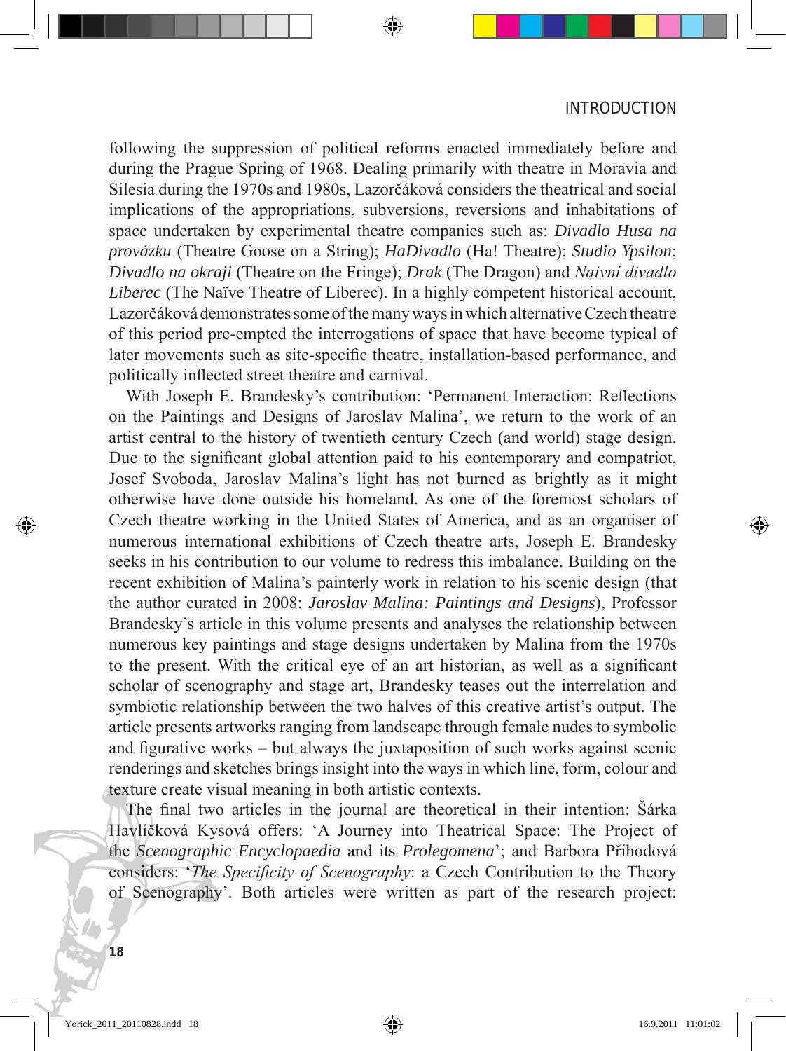following the suppression of political reforms enacted immediately before and during the Prague Spring of 1968. Dealing primarily with theatre in Moravia and Silesia during the 1970s and 1980s, Lazorčáková considers the theatrical and social implications of the appropriations, subversions, reversions and inhabitations of space undertaken by experimental theatre companies such as: *Divadlo Husa na provázku* (Theatre Goose on a String); *HaDivadlo* (Ha! Theatre); *Studio Ypsilon*; *Divadlo na okraji* (Theatre on the Fringe); *Drak* (The Dragon) and *Naivní divadlo Liberec* (The Naïve Theatre of Liberec). In a highly competent historical account, Lazorčáková demonstrates some of the many ways in which alternative Czech theatre of this period pre-empted the interrogations of space that have become typical of later movements such as site-specific theatre, installation-based performance, and politically inflected street theatre and carnival.

With Joseph E. Brandesky's contribution: 'Permanent Interaction: Reflections on the Paintings and Designs of Jaroslav Malina', we return to the work of an artist central to the history of twentieth century Czech (and world) stage design. Due to the significant global attention paid to his contemporary and compatriot, Josef Svoboda, Jaroslav Malina's light has not burned as brightly as it might otherwise have done outside his homeland. As one of the foremost scholars of Czech theatre working in the United States of America, and as an organiser of numerous international exhibitions of Czech theatre arts, Joseph E. Brandesky seeks in his contribution to our volume to redress this imbalance. Building on the recent exhibition of Malina's painterly work in relation to his scenic design (that the author curated in 2008: *Jaroslav Malina: Paintings and Designs*), Professor Brandesky's article in this volume presents and analyses the relationship between numerous key paintings and stage designs undertaken by Malina from the 1970s to the present. With the critical eye of an art historian, as well as a significant scholar of scenography and stage art, Brandesky teases out the interrelation and symbiotic relationship between the two halves of this creative artist's output. The article presents artworks ranging from landscape through female nudes to symbolic and figurative works – but always the juxtaposition of such works against scenic renderings and sketches brings insight into the ways in which line, form, colour and texture create visual meaning in both artistic contexts.

The final two articles in the journal are theoretical in their intention: Šárka Havlíčková Kysová offers: 'A Journey into Theatrical Space: The Project of the *Scenographic Encyclopaedia* and its *Prolegomena*'; and Barbora Příhodová considers: '*The Specificity of Scenography*: a Czech Contribution to the Theory of Scenography'. Both articles were written as part of the research project: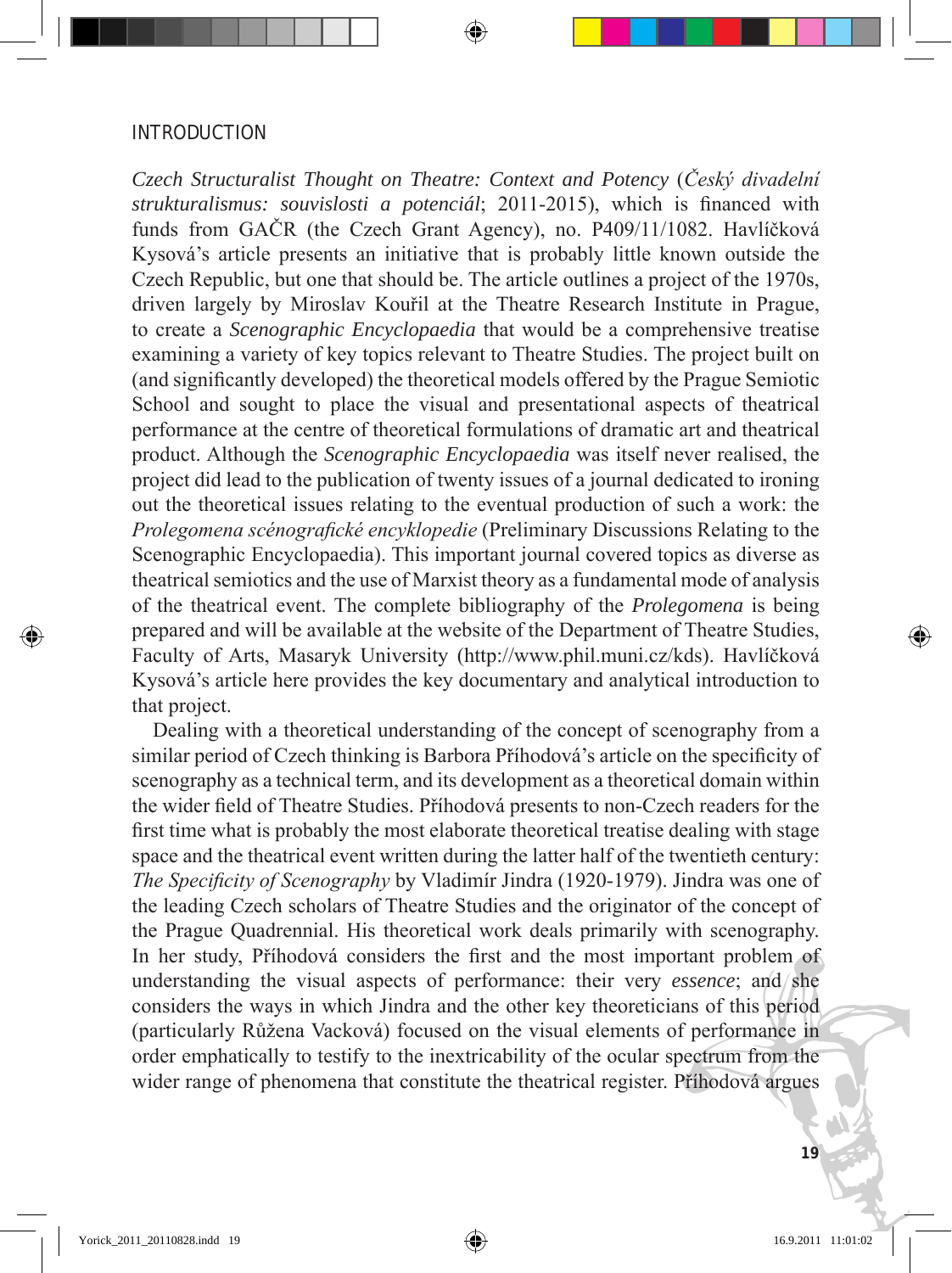*Czech Structuralist Thought on Theatre: Context and Potency* (*Český divadelní strukturalismus: souvislosti a potenciál*; 2011-2015), which is financed with funds from GAČR (the Czech Grant Agency), no. P409/11/1082. Havlíčková Kysová's article presents an initiative that is probably little known outside the Czech Republic, but one that should be. The article outlines a project of the 1970s, driven largely by Miroslav Kouřil at the Theatre Research Institute in Prague, to create a *Scenographic Encyclopaedia* that would be a comprehensive treatise examining a variety of key topics relevant to Theatre Studies. The project built on (and significantly developed) the theoretical models offered by the Prague Semiotic School and sought to place the visual and presentational aspects of theatrical performance at the centre of theoretical formulations of dramatic art and theatrical product. Although the *Scenographic Encyclopaedia* was itself never realised, the project did lead to the publication of twenty issues of a journal dedicated to ironing out the theoretical issues relating to the eventual production of such a work: the *Prolegomena scénografické encyklopedie* (Preliminary Discussions Relating to the Scenographic Encyclopaedia). This important journal covered topics as diverse as theatrical semiotics and the use of Marxist theory as a fundamental mode of analysis of the theatrical event. The complete bibliography of the *Prolegomena* is being prepared and will be available at the website of the Department of Theatre Studies, Faculty of Arts, Masaryk University (http://www.phil.muni.cz/kds). Havlíčková Kysová's article here provides the key documentary and analytical introduction to that project.

Dealing with a theoretical understanding of the concept of scenography from a similar period of Czech thinking is Barbora Příhodová's article on the specificity of scenography as a technical term, and its development as a theoretical domain within the wider field of Theatre Studies. Příhodová presents to non-Czech readers for the first time what is probably the most elaborate theoretical treatise dealing with stage space and the theatrical event written during the latter half of the twentieth century: *The Specificity of Scenography* by Vladimír Jindra (1920-1979). Jindra was one of the leading Czech scholars of Theatre Studies and the originator of the concept of the Prague Quadrennial. His theoretical work deals primarily with scenography. In her study, Příhodová considers the first and the most important problem of understanding the visual aspects of performance: their very *essence*; and she considers the ways in which Jindra and the other key theoreticians of this period (particularly Růžena Vacková) focused on the visual elements of performance in order emphatically to testify to the inextricability of the ocular spectrum from the wider range of phenomena that constitute the theatrical register. Příhodová argues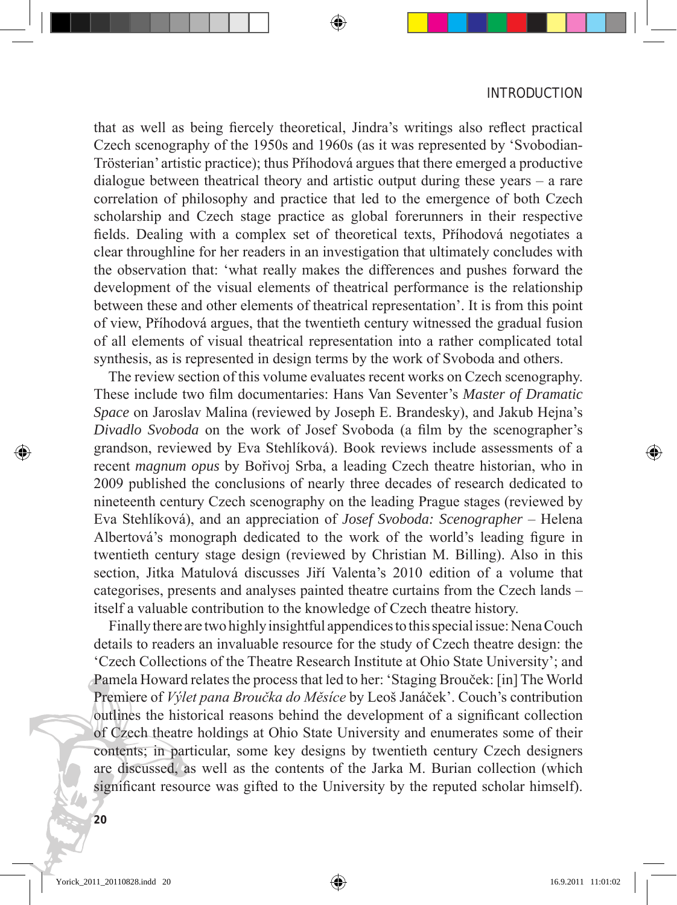that as well as being fiercely theoretical, Jindra's writings also reflect practical Czech scenography of the 1950s and 1960s (as it was represented by 'Svobodian-Trösterian' artistic practice); thus Příhodová argues that there emerged a productive dialogue between theatrical theory and artistic output during these years – a rare correlation of philosophy and practice that led to the emergence of both Czech scholarship and Czech stage practice as global forerunners in their respective fields. Dealing with a complex set of theoretical texts, Příhodová negotiates a clear throughline for her readers in an investigation that ultimately concludes with the observation that: 'what really makes the differences and pushes forward the development of the visual elements of theatrical performance is the relationship between these and other elements of theatrical representation'. It is from this point of view, Příhodová argues, that the twentieth century witnessed the gradual fusion of all elements of visual theatrical representation into a rather complicated total synthesis, as is represented in design terms by the work of Svoboda and others.

The review section of this volume evaluates recent works on Czech scenography. These include two film documentaries: Hans Van Seventer's *Master of Dramatic Space* on Jaroslav Malina (reviewed by Joseph E. Brandesky), and Jakub Hejna's *Divadlo Svoboda* on the work of Josef Svoboda (a film by the scenographer's grandson, reviewed by Eva Stehlíková). Book reviews include assessments of a recent *magnum opus* by Bořivoj Srba, a leading Czech theatre historian, who in 2009 published the conclusions of nearly three decades of research dedicated to nineteenth century Czech scenography on the leading Prague stages (reviewed by Eva Stehlíková), and an appreciation of *Josef Svoboda: Scenographer* – Helena Albertová's monograph dedicated to the work of the world's leading figure in twentieth century stage design (reviewed by Christian M. Billing). Also in this section, Jitka Matulová discusses Jiří Valenta's 2010 edition of a volume that categorises, presents and analyses painted theatre curtains from the Czech lands – itself a valuable contribution to the knowledge of Czech theatre history.

Finally there are two highly insightful appendices to this special issue: Nena Couch details to readers an invaluable resource for the study of Czech theatre design: the 'Czech Collections of the Theatre Research Institute at Ohio State University'; and Pamela Howard relates the process that led to her: 'Staging Brouček: [in] The World Premiere of *Výlet pana Broučka do Měsíce* by Leoš Janáček'. Couch's contribution outlines the historical reasons behind the development of a significant collection of Czech theatre holdings at Ohio State University and enumerates some of their contents; in particular, some key designs by twentieth century Czech designers are discussed, as well as the contents of the Jarka M. Burian collection (which significant resource was gifted to the University by the reputed scholar himself).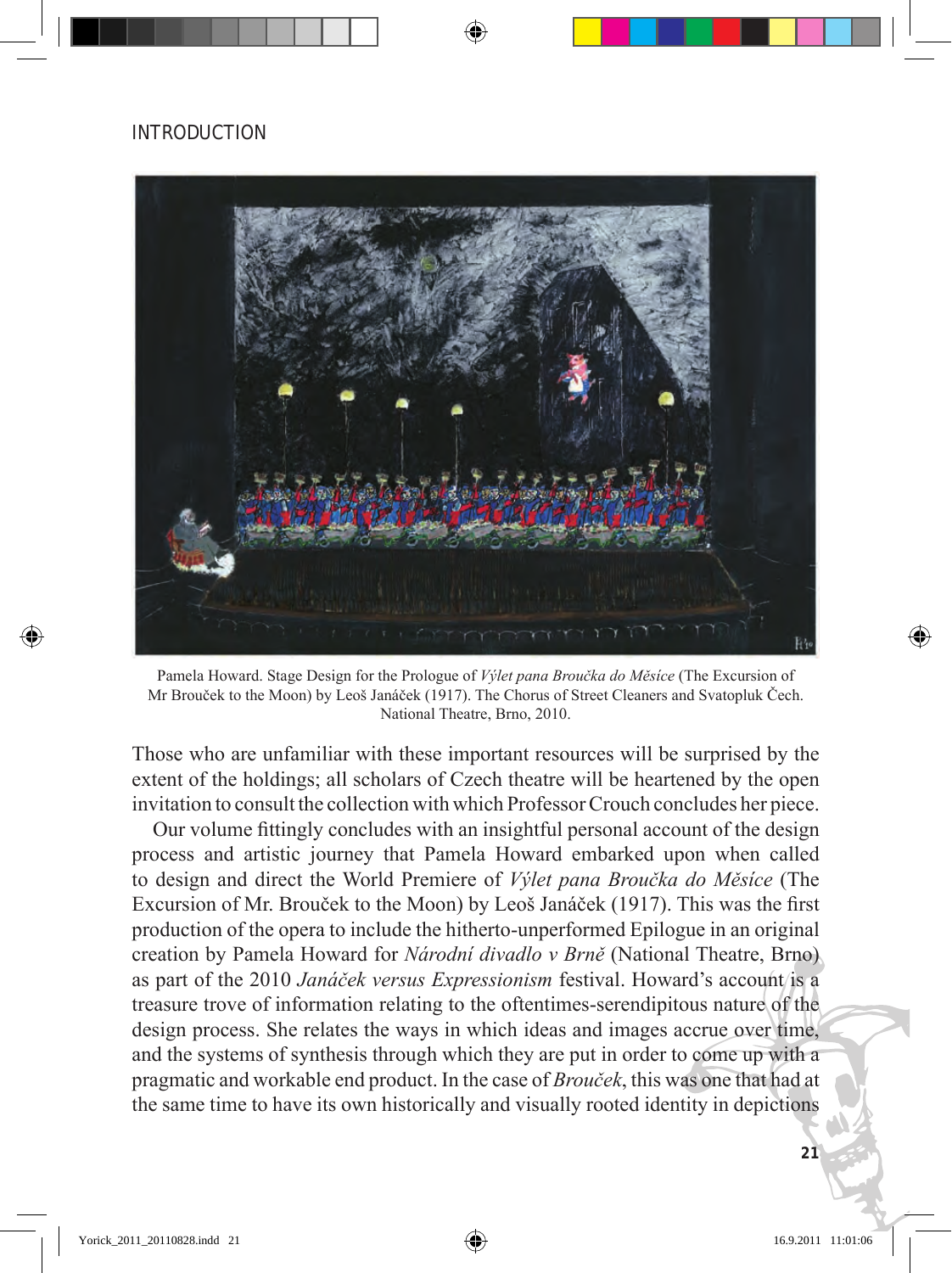Pamela Howard. Stage Design for the Prologue of *Výlet pana Broučka do Měsíce* (The Excursion of Mr Brouček to the Moon) by Leoš Janáček (1917). The Chorus of Street Cleaners and Svatopluk Čech. National Theatre, Brno, 2010.

Those who are unfamiliar with these important resources will be surprised by the extent of the holdings; all scholars of Czech theatre will be heartened by the open invitation to consult the collection with which Professor Crouch concludes her piece.

Our volume fittingly concludes with an insightful personal account of the design process and artistic journey that Pamela Howard embarked upon when called to design and direct the World Premiere of *Výlet pana Broučka do Měsíce* (The Excursion of Mr. Brouček to the Moon) by Leoš Janáček (1917). This was the first production of the opera to include the hitherto-unperformed Epilogue in an original creation by Pamela Howard for *Národní divadlo v Brně* (National Theatre, Brno) as part of the 2010 *Janáček versus Expressionism* festival. Howard's account is a treasure trove of information relating to the oftentimes-serendipitous nature of the design process. She relates the ways in which ideas and images accrue over time, and the systems of synthesis through which they are put in order to come up with a pragmatic and workable end product. In the case of *Brouček*, this was one that had at the same time to have its own historically and visually rooted identity in depictions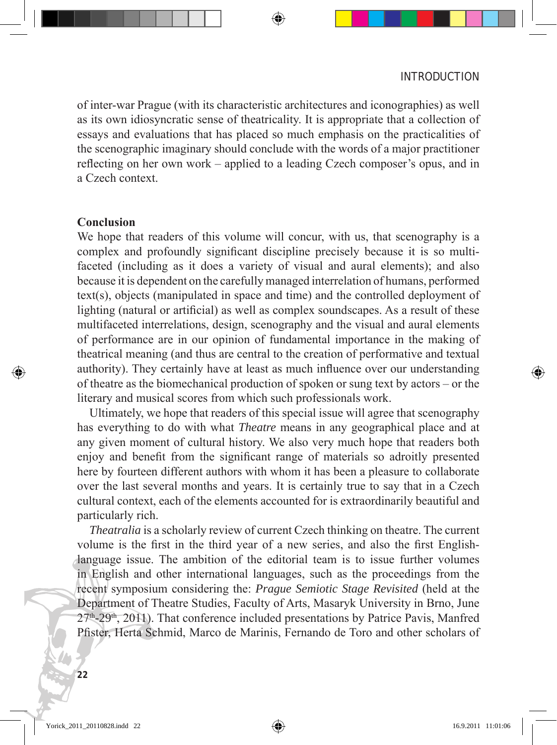of inter-war Prague (with its characteristic architectures and iconographies) as well as its own idiosyncratic sense of theatricality. It is appropriate that a collection of essays and evaluations that has placed so much emphasis on the practicalities of the scenographic imaginary should conclude with the words of a major practitioner reflecting on her own work – applied to a leading Czech composer's opus, and in a Czech context.

## Conclusion

We hope that readers of this volume will concur, with us, that scenography is a complex and profoundly significant discipline precisely because it is so multi-faceted (including as it does a variety of visual and aural elements); and also because it is dependent on the carefully managed interrelation of humans, performed text(s), objects (manipulated in space and time) and the controlled deployment of lighting (natural or artificial) as well as complex soundscapes. As a result of these multifaceted interrelations, design, scenography and the visual and aural elements of performance are in our opinion of fundamental importance in the making of theatrical meaning (and thus are central to the creation of performative and textual authority). They certainly have at least as much influence over our understanding of theatre as the biomechanical production of spoken or sung text by actors – or the literary and musical scores from which such professionals work.

Ultimately, we hope that readers of this special issue will agree that scenography has everything to do with what *Theatre* means in any geographical place and at any given moment of cultural history. We also very much hope that readers both enjoy and benefit from the significant range of materials so adroitly presented here by fourteen different authors with whom it has been a pleasure to collaborate over the last several months and years. It is certainly true to say that in a Czech cultural context, each of the elements accounted for is extraordinarily beautiful and particularly rich.

*Theatralia* is a scholarly review of current Czech thinking on theatre. The current volume is the first in the third year of a new series, and also the first English-language issue. The ambition of the editorial team is to issue further volumes in English and other international languages, such as the proceedings from the recent symposium considering the: *Prague Semiotic Stage Revisited* (held at the Department of Theatre Studies, Faculty of Arts, Masaryk University in Brno, June 27th-29th, 2011). That conference included presentations by Patrice Pavis, Manfred Pfister, Herta Schmid, Marco de Marinis, Fernando de Toro and other scholars of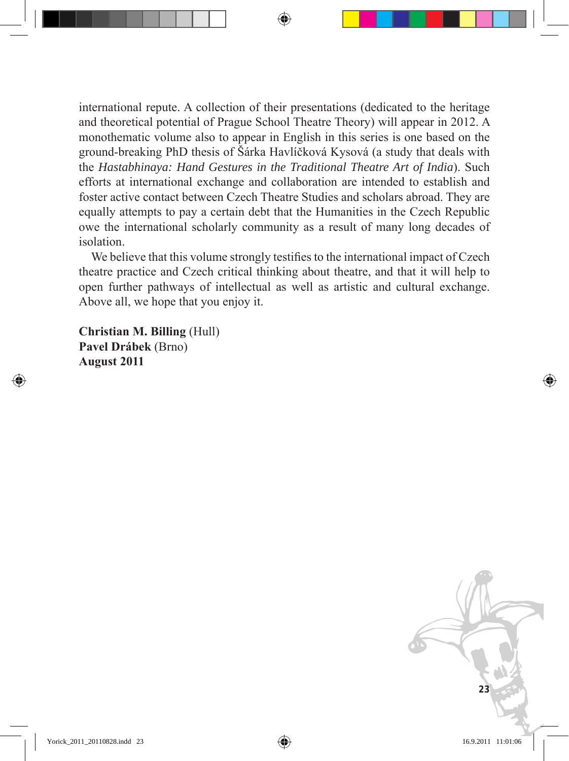international repute. A collection of their presentations (dedicated to the heritage and theoretical potential of Prague School Theatre Theory) will appear in 2012. A monothematic volume also to appear in English in this series is one based on the ground-breaking PhD thesis of Šárka Havlíčková Kysová (a study that deals with the *Hastabhinaya: Hand Gestures in the Traditional Theatre Art of India*). Such efforts at international exchange and collaboration are intended to establish and foster active contact between Czech Theatre Studies and scholars abroad. They are equally attempts to pay a certain debt that the Humanities in the Czech Republic owe the international scholarly community as a result of many long decades of isolation.

We believe that this volume strongly testifies to the international impact of Czech theatre practice and Czech critical thinking about theatre, and that it will help to open further pathways of intellectual as well as artistic and cultural exchange. Above all, we hope that you enjoy it.

**Christian M. Billing** (Hull)
**Pavel Drábek** (Brno)
**August 2011**